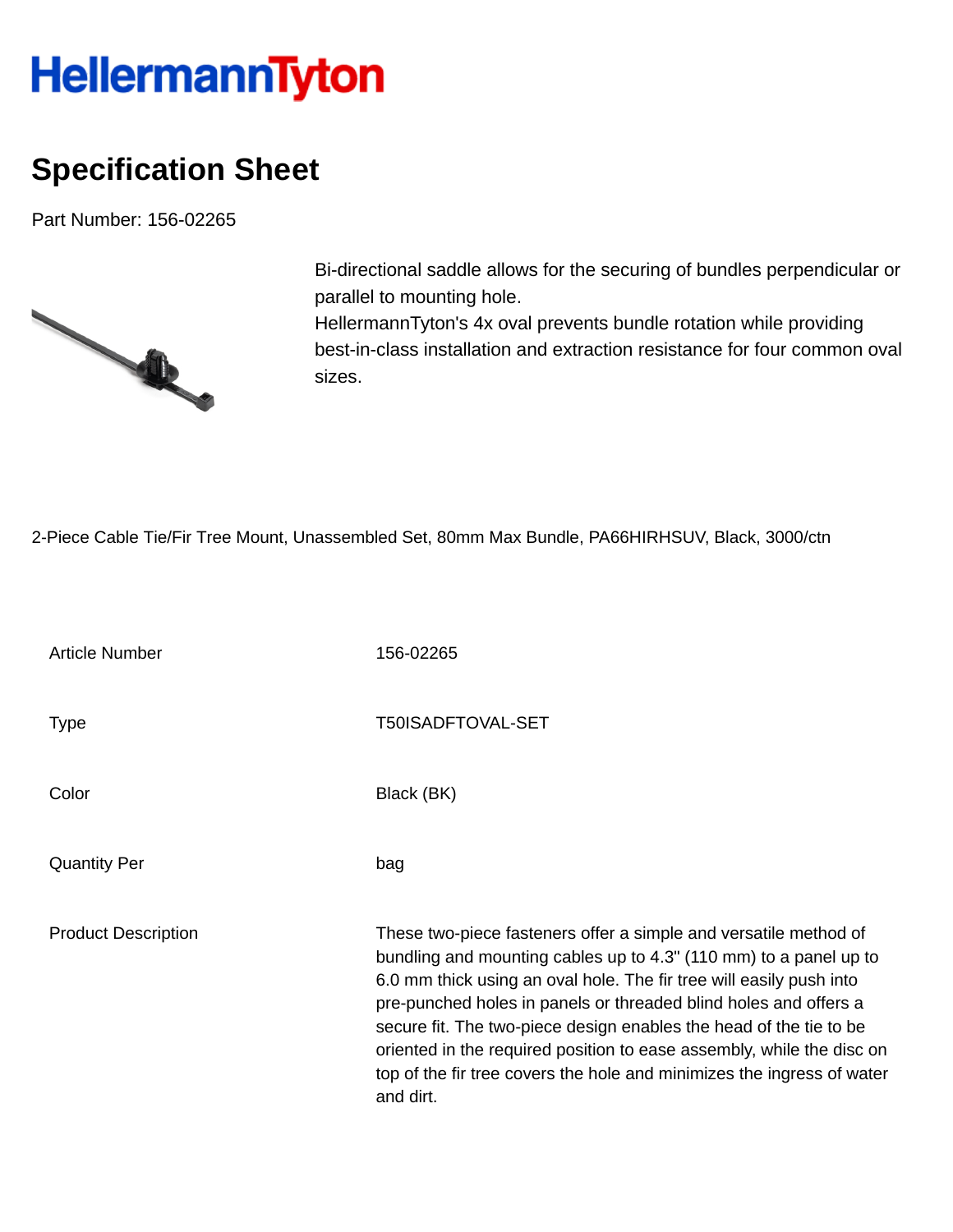# HellermannTyton

## Specification Sheet

Part Number: 156-02265

Bi-directional saddle allows for the securing of bundles perpendicular or parallel to mounting hole.
HellermannTyton's 4x oval prevents bundle rotation while providing best-in-class installation and extraction resistance for four common oval sizes.

2-Piece Cable Tie/Fir Tree Mount, Unassembled Set, 80mm Max Bundle, PA66HIRHSUV, Black, 3000/ctn

| | |
|---|---|
| Article Number | 156-02265 |
| Type | T50ISADFTOVAL-SET |
| Color | Black (BK) |
| Quantity Per | bag |
| Product Description | These two-piece fasteners offer a simple and versatile method of bundling and mounting cables up to 4.3" (110 mm) to a panel up to 6.0 mm thick using an oval hole. The fir tree will easily push into pre-punched holes in panels or threaded blind holes and offers a secure fit. The two-piece design enables the head of the tie to be oriented in the required position to ease assembly, while the disc on top of the fir tree covers the hole and minimizes the ingress of water and dirt. |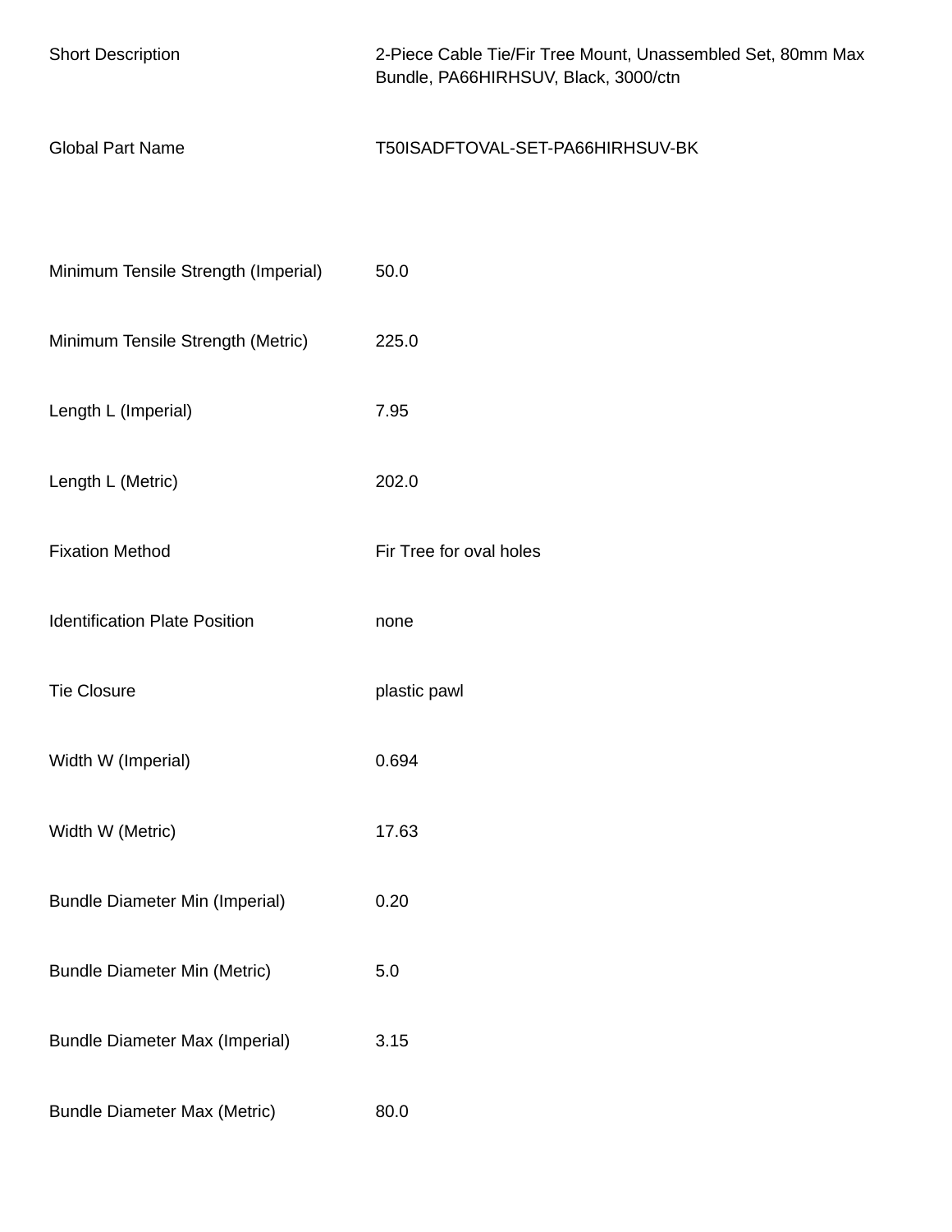| | |
|---|---|
| Short Description | 2-Piece Cable Tie/Fir Tree Mount, Unassembled Set, 80mm Max Bundle, PA66HIRHSUV, Black, 3000/ctn |
| Global Part Name | T50ISADFTOVAL-SET-PA66HIRHSUV-BK |
| Minimum Tensile Strength (Imperial) | 50.0 |
| Minimum Tensile Strength (Metric) | 225.0 |
| Length L (Imperial) | 7.95 |
| Length L (Metric) | 202.0 |
| Fixation Method | Fir Tree for oval holes |
| Identification Plate Position | none |
| Tie Closure | plastic pawl |
| Width W (Imperial) | 0.694 |
| Width W (Metric) | 17.63 |
| Bundle Diameter Min (Imperial) | 0.20 |
| Bundle Diameter Min (Metric) | 5.0 |
| Bundle Diameter Max (Imperial) | 3.15 |
| Bundle Diameter Max (Metric) | 80.0 |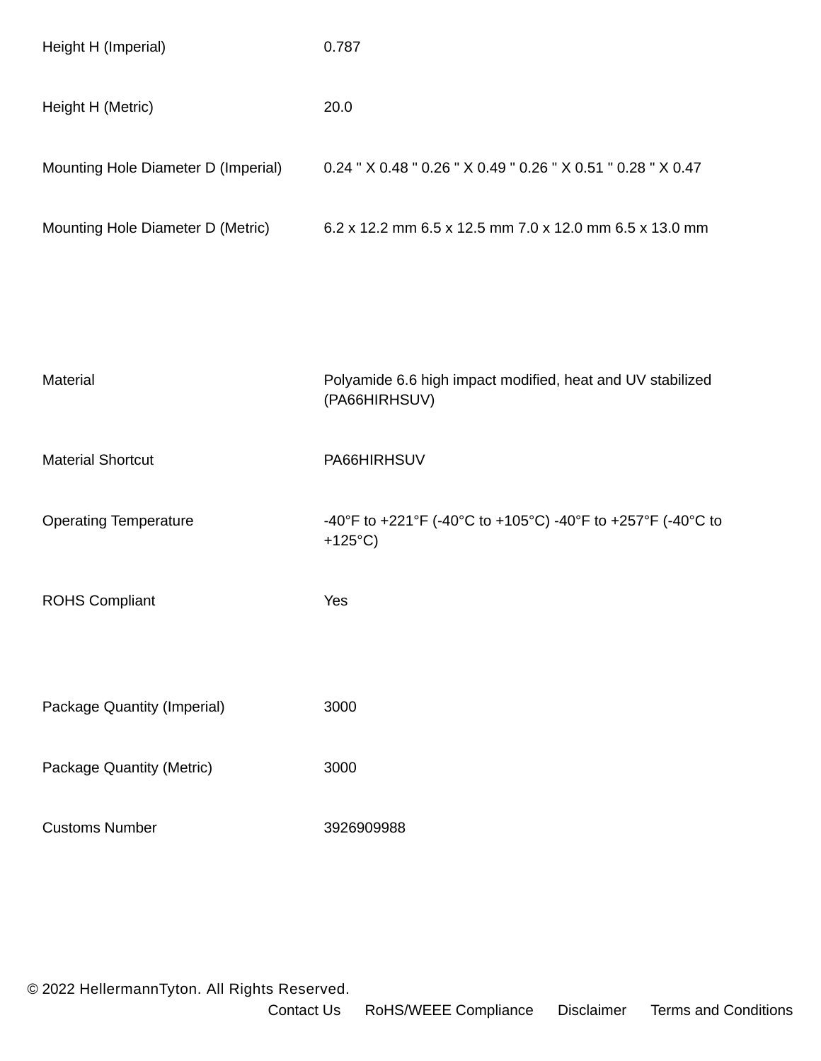| | |
|---|---|
| Height H (Imperial) | 0.787 |
| Height H (Metric) | 20.0 |
| Mounting Hole Diameter D (Imperial) | 0.24 " X 0.48 " 0.26 " X 0.49 " 0.26 " X 0.51 " 0.28 " X 0.47 |
| Mounting Hole Diameter D (Metric) | 6.2 x 12.2 mm 6.5 x 12.5 mm 7.0 x 12.0 mm 6.5 x 13.0 mm |

| | |
|---|---|
| Material | Polyamide 6.6 high impact modified, heat and UV stabilized (PA66HIRHSUV) |
| Material Shortcut | PA66HIRHSUV |
| Operating Temperature | -40°F to +221°F (-40°C to +105°C) -40°F to +257°F (-40°C to +125°C) |
| ROHS Compliant | Yes |

| | |
|---|---|
| Package Quantity (Imperial) | 3000 |
| Package Quantity (Metric) | 3000 |
| Customs Number | 3926909988 |

© 2022 HellermannTyton. All Rights Reserved.

Contact Us RoHS/WEEE Compliance Disclaimer Terms and Conditions